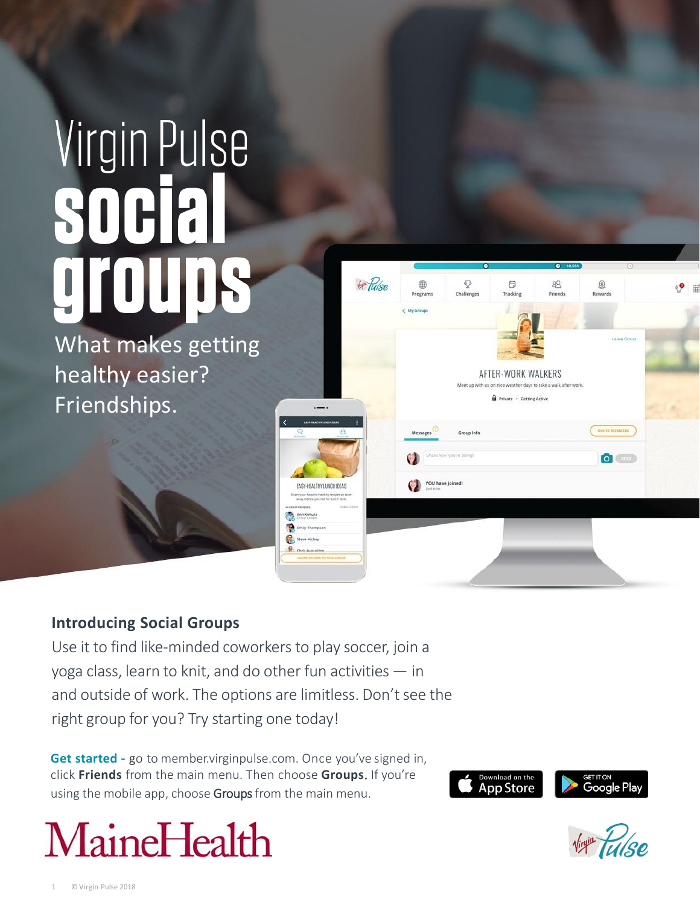# Virgin Pulse social groups

What makes getting healthy easier? Friendships.

## Introducing Social Groups

Use it to find like-minded coworkers to play soccer, join a yoga class, learn to knit, and do other fun activities — in and outside of work. The options are limitless. Don't see the right group for you? Try starting one today!

**Get started -** go to member.virginpulse.com. Once you've signed in, click **Friends** from the main menu. Then choose **Groups.** If you're using the mobile app, choose Groups from the main menu.

Download on the App Store

GET IT ON Google Play

MaineHealth

Virgin Pulse

© Virgin Pulse 2018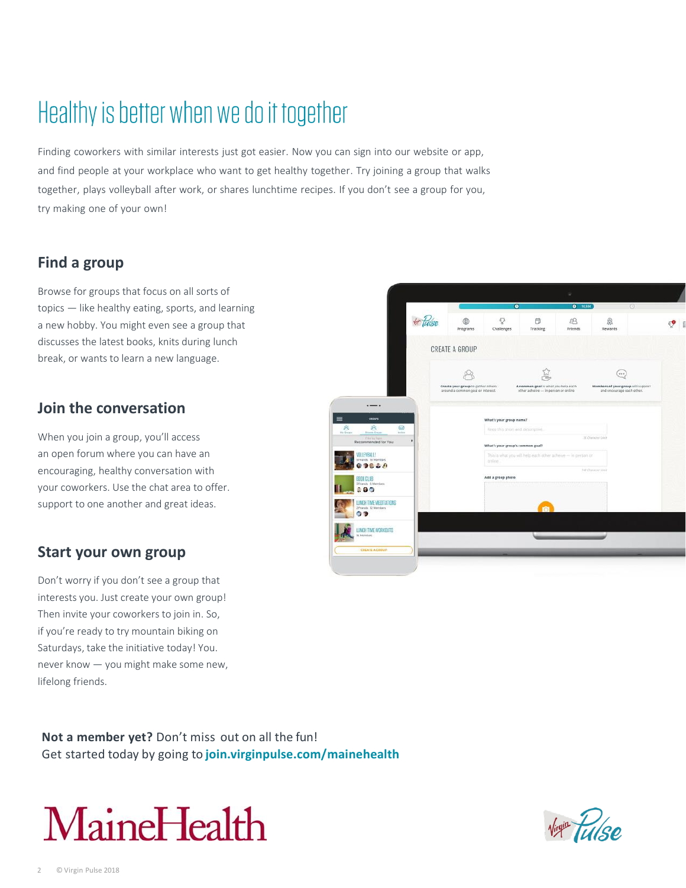# Healthy is better when we do it together

Finding coworkers with similar interests just got easier. Now you can sign into our website or app, and find people at your workplace who want to get healthy together. Try joining a group that walks together, plays volleyball after work, or shares lunchtime recipes. If you don't see a group for you, try making one of your own!

## Find a group

Browse for groups that focus on all sorts of topics — like healthy eating, sports, and learning a new hobby. You might even see a group that discusses the latest books, knits during lunch break, or wants to learn a new language.

## Join the conversation

When you join a group, you'll access an open forum where you can have an encouraging, healthy conversation with your coworkers. Use the chat area to offer. support to one another and great ideas.

## Start your own group

Don't worry if you don't see a group that interests you. Just create your own group! Then invite your coworkers to join in. So, if you're ready to try mountain biking on Saturdays, take the initiative today! You. never know — you might make some new, lifelong friends.

**Not a member yet?** Don't miss out on all the fun!
Get started today by going to **join.virginpulse.com/mainehealth**

MaineHealth

© Virgin Pulse 2018